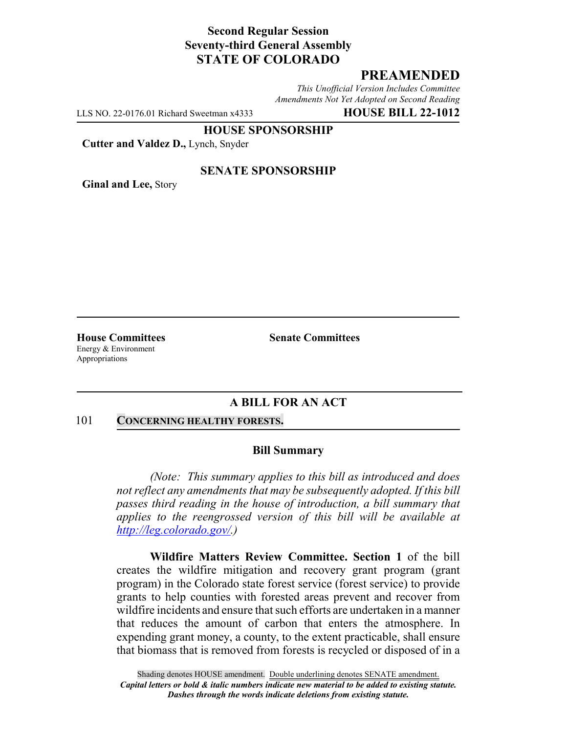**Second Regular Session**
**Seventy-third General Assembly**
**STATE OF COLORADO**

## PREAMENDED

*This Unofficial Version Includes Committee Amendments Not Yet Adopted on Second Reading*

LLS NO. 22-0176.01 Richard Sweetman x4333 **HOUSE BILL 22-1012**

**HOUSE SPONSORSHIP**

**Cutter and Valdez D.,** Lynch, Snyder

**SENATE SPONSORSHIP**

**Ginal and Lee,** Story

**House Committees**
Energy & Environment
Appropriations

**Senate Committees**

## A BILL FOR AN ACT

101 **CONCERNING HEALTHY FORESTS.**

### Bill Summary

*(Note: This summary applies to this bill as introduced and does not reflect any amendments that may be subsequently adopted. If this bill passes third reading in the house of introduction, a bill summary that applies to the reengrossed version of this bill will be available at http://leg.colorado.gov/.)*

**Wildfire Matters Review Committee. Section 1** of the bill creates the wildfire mitigation and recovery grant program (grant program) in the Colorado state forest service (forest service) to provide grants to help counties with forested areas prevent and recover from wildfire incidents and ensure that such efforts are undertaken in a manner that reduces the amount of carbon that enters the atmosphere. In expending grant money, a county, to the extent practicable, shall ensure that biomass that is removed from forests is recycled or disposed of in a

Shading denotes HOUSE amendment. Double underlining denotes SENATE amendment.
*Capital letters or bold & italic numbers indicate new material to be added to existing statute.*
*Dashes through the words indicate deletions from existing statute.*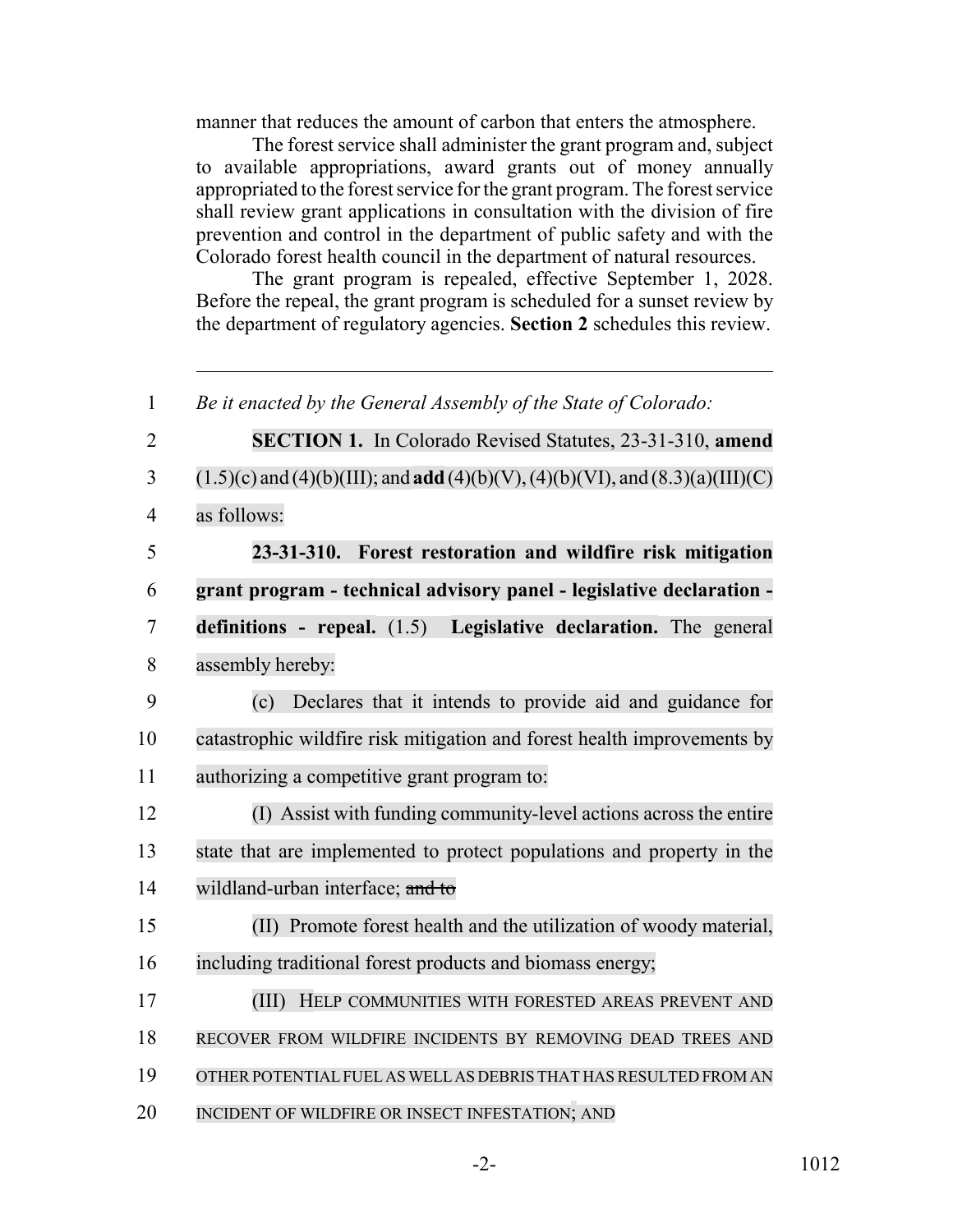manner that reduces the amount of carbon that enters the atmosphere.

The forest service shall administer the grant program and, subject to available appropriations, award grants out of money annually appropriated to the forest service for the grant program. The forest service shall review grant applications in consultation with the division of fire prevention and control in the department of public safety and with the Colorado forest health council in the department of natural resources.

The grant program is repealed, effective September 1, 2028. Before the repeal, the grant program is scheduled for a sunset review by the department of regulatory agencies. **Section 2** schedules this review.

---

1 *Be it enacted by the General Assembly of the State of Colorado:*

2 **SECTION 1.** In Colorado Revised Statutes, 23-31-310, **amend**
3 (1.5)(c) and (4)(b)(III); and **add** (4)(b)(V), (4)(b)(VI), and (8.3)(a)(III)(C)
4 as follows:

5 **23-31-310. Forest restoration and wildfire risk mitigation**
6 **grant program - technical advisory panel - legislative declaration -**
7 **definitions - repeal.** (1.5) **Legislative declaration.** The general
8 assembly hereby:

9 (c) Declares that it intends to provide aid and guidance for
10 catastrophic wildfire risk mitigation and forest health improvements by
11 authorizing a competitive grant program to:

12 (I) Assist with funding community-level actions across the entire
13 state that are implemented to protect populations and property in the
14 wildland-urban interface; ~~and to~~

15 (II) Promote forest health and the utilization of woody material,
16 including traditional forest products and biomass energy;

17 (III) HELP COMMUNITIES WITH FORESTED AREAS PREVENT AND
18 RECOVER FROM WILDFIRE INCIDENTS BY REMOVING DEAD TREES AND
19 OTHER POTENTIAL FUEL AS WELL AS DEBRIS THAT HAS RESULTED FROM AN
20 INCIDENT OF WILDFIRE OR INSECT INFESTATION; AND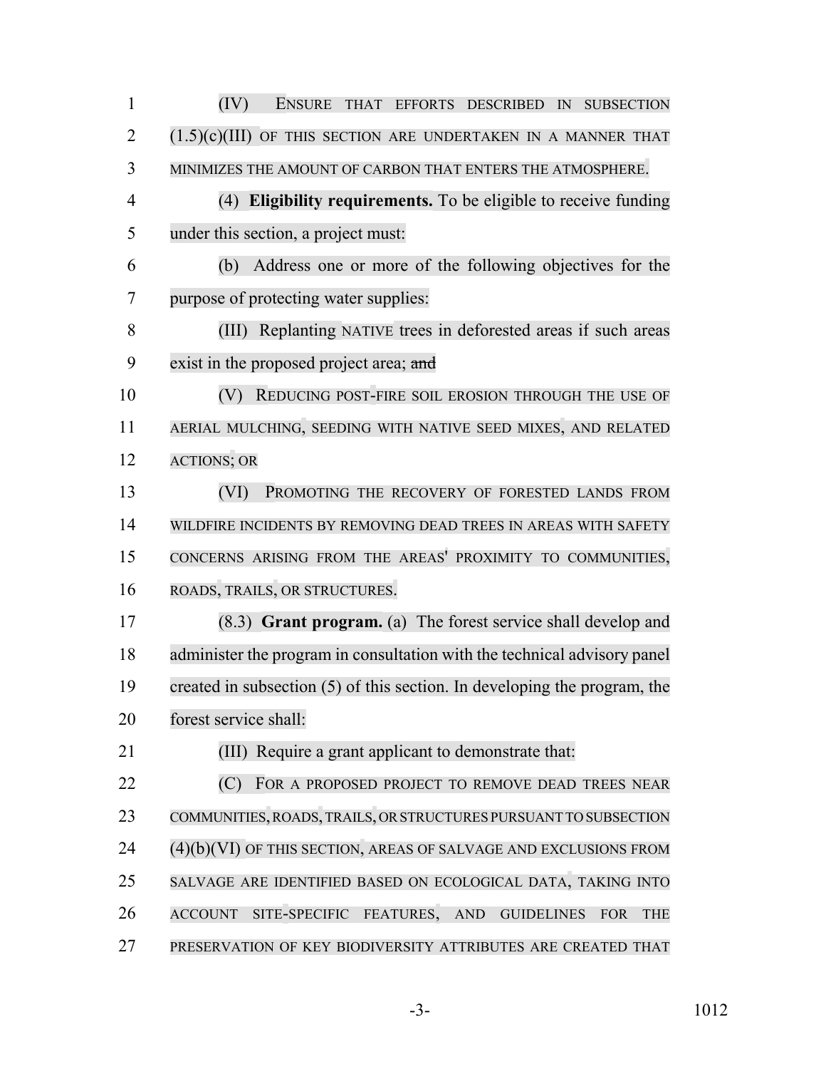(IV) ENSURE THAT EFFORTS DESCRIBED IN SUBSECTION (1.5)(c)(III) OF THIS SECTION ARE UNDERTAKEN IN A MANNER THAT MINIMIZES THE AMOUNT OF CARBON THAT ENTERS THE ATMOSPHERE.

(4) **Eligibility requirements.** To be eligible to receive funding under this section, a project must:

(b) Address one or more of the following objectives for the purpose of protecting water supplies:

(III) Replanting NATIVE trees in deforested areas if such areas exist in the proposed project area; ~~and~~

(V) REDUCING POST-FIRE SOIL EROSION THROUGH THE USE OF AERIAL MULCHING, SEEDING WITH NATIVE SEED MIXES, AND RELATED ACTIONS; OR

(VI) PROMOTING THE RECOVERY OF FORESTED LANDS FROM WILDFIRE INCIDENTS BY REMOVING DEAD TREES IN AREAS WITH SAFETY CONCERNS ARISING FROM THE AREAS' PROXIMITY TO COMMUNITIES, ROADS, TRAILS, OR STRUCTURES.

(8.3) **Grant program.** (a) The forest service shall develop and administer the program in consultation with the technical advisory panel created in subsection (5) of this section. In developing the program, the forest service shall:

(III) Require a grant applicant to demonstrate that:

(C) FOR A PROPOSED PROJECT TO REMOVE DEAD TREES NEAR COMMUNITIES, ROADS, TRAILS, OR STRUCTURES PURSUANT TO SUBSECTION (4)(b)(VI) OF THIS SECTION, AREAS OF SALVAGE AND EXCLUSIONS FROM SALVAGE ARE IDENTIFIED BASED ON ECOLOGICAL DATA, TAKING INTO ACCOUNT SITE-SPECIFIC FEATURES, AND GUIDELINES FOR THE PRESERVATION OF KEY BIODIVERSITY ATTRIBUTES ARE CREATED THAT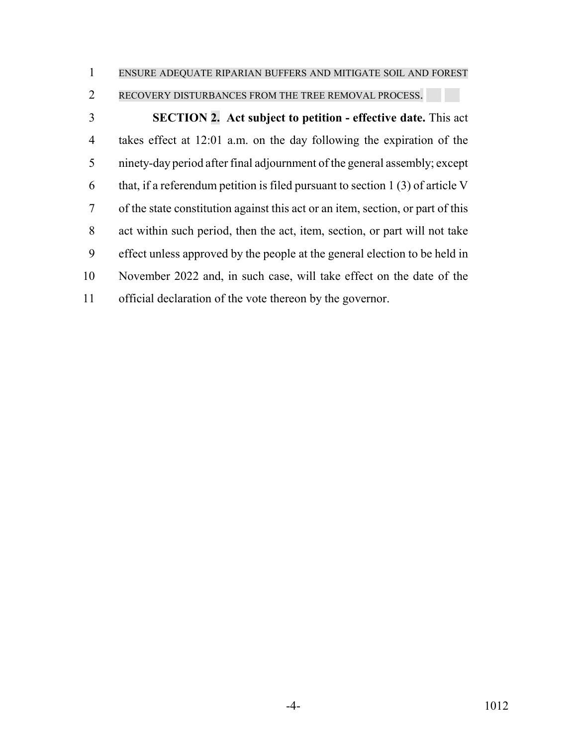ENSURE ADEQUATE RIPARIAN BUFFERS AND MITIGATE SOIL AND FOREST RECOVERY DISTURBANCES FROM THE TREE REMOVAL PROCESS.

**SECTION 2. Act subject to petition - effective date.** This act takes effect at 12:01 a.m. on the day following the expiration of the ninety-day period after final adjournment of the general assembly; except that, if a referendum petition is filed pursuant to section 1 (3) of article V of the state constitution against this act or an item, section, or part of this act within such period, then the act, item, section, or part will not take effect unless approved by the people at the general election to be held in November 2022 and, in such case, will take effect on the date of the official declaration of the vote thereon by the governor.